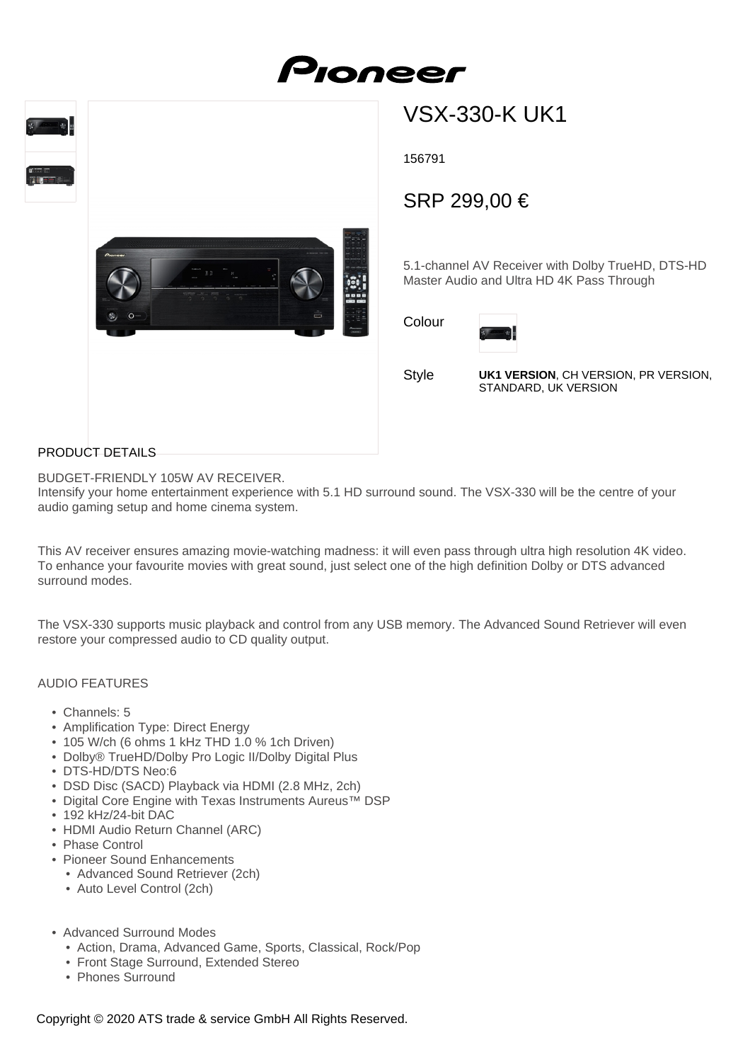# VSX-330-K UK1

156791

## SRP 299,00 €

5.1-channel AV Receiver with Dolby TrueHD, DTS-HD Master Audio and Ultra HD 4K Pass Through

Colour

Style **UK1 VERSION**, CH VERSION, PR VERSION, STANDARD, UK VERSION

## PRODUCT DETAILS

BUDGET-FRIENDLY 105W AV RECEIVER.
Intensify your home entertainment experience with 5.1 HD surround sound. The VSX-330 will be the centre of your audio gaming setup and home cinema system.

This AV receiver ensures amazing movie-watching madness: it will even pass through ultra high resolution 4K video. To enhance your favourite movies with great sound, just select one of the high definition Dolby or DTS advanced surround modes.

The VSX-330 supports music playback and control from any USB memory. The Advanced Sound Retriever will even restore your compressed audio to CD quality output.

## AUDIO FEATURES

- Channels: 5
- Amplification Type: Direct Energy
- 105 W/ch (6 ohms 1 kHz THD 1.0 % 1ch Driven)
- Dolby® TrueHD/Dolby Pro Logic II/Dolby Digital Plus
- DTS-HD/DTS Neo:6
- DSD Disc (SACD) Playback via HDMI (2.8 MHz, 2ch)
- Digital Core Engine with Texas Instruments Aureus™ DSP
- 192 kHz/24-bit DAC
- HDMI Audio Return Channel (ARC)
- Phase Control
- Pioneer Sound Enhancements
  - Advanced Sound Retriever (2ch)
  - Auto Level Control (2ch)

- Advanced Surround Modes
  - Action, Drama, Advanced Game, Sports, Classical, Rock/Pop
  - Front Stage Surround, Extended Stereo
  - Phones Surround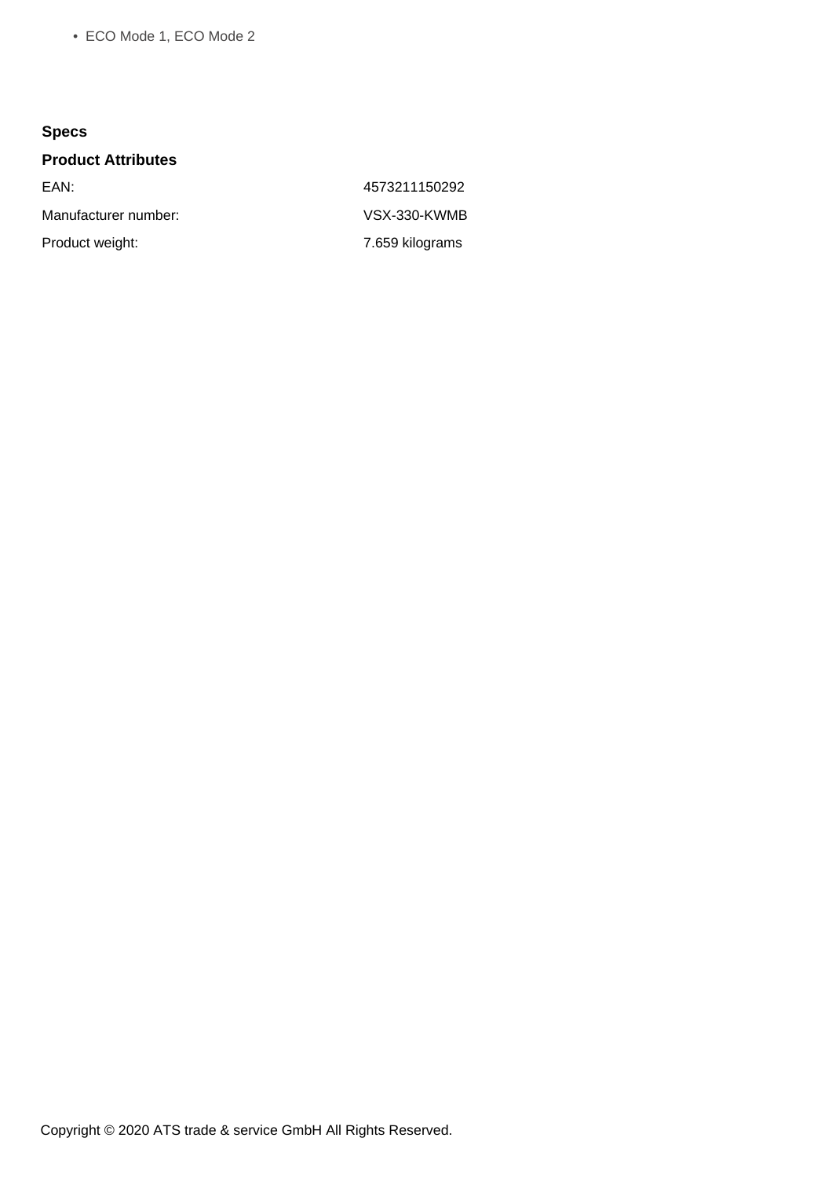- ECO Mode 1, ECO Mode 2

## Specs

### Product Attributes

| | |
|---|---|
| EAN: | 4573211150292 |
| Manufacturer number: | VSX-330-KWMB |
| Product weight: | 7.659 kilograms |

Copyright © 2020 ATS trade & service GmbH All Rights Reserved.